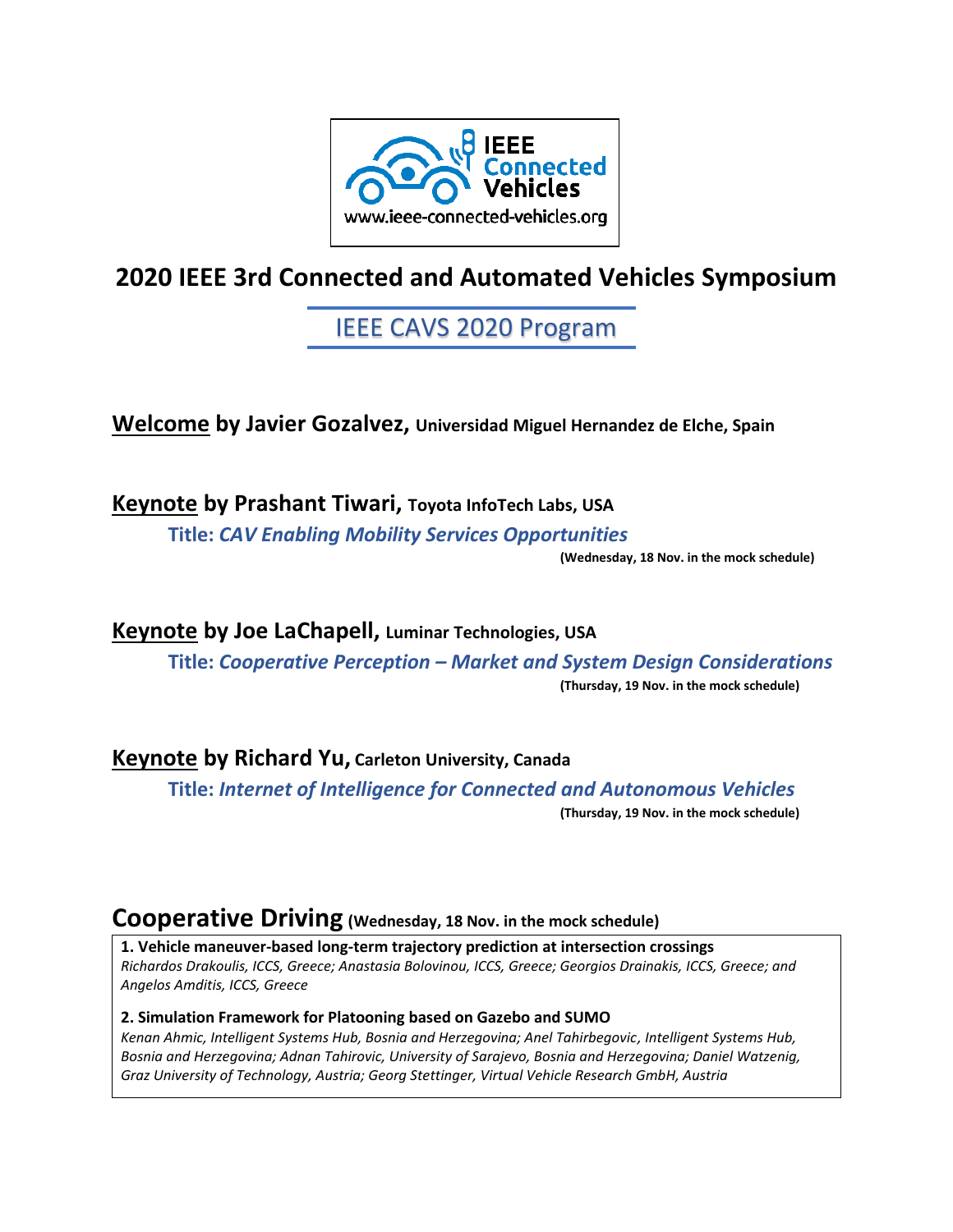IEEE Connected Vehicles

www.ieee-connected-vehicles.org

# 2020 IEEE 3rd Connected and Automated Vehicles Symposium

## IEEE CAVS 2020 Program

### Welcome by Javier Gozalvez, Universidad Miguel Hernandez de Elche, Spain

### Keynote by Prashant Tiwari, Toyota InfoTech Labs, USA

**Title:** ***CAV Enabling Mobility Services Opportunities***

**(Wednesday, 18 Nov. in the mock schedule)**

### Keynote by Joe LaChapell, Luminar Technologies, USA

**Title:** ***Cooperative Perception – Market and System Design Considerations***

**(Thursday, 19 Nov. in the mock schedule)**

### Keynote by Richard Yu, Carleton University, Canada

**Title:** ***Internet of Intelligence for Connected and Autonomous Vehicles***

**(Thursday, 19 Nov. in the mock schedule)**

## Cooperative Driving (Wednesday, 18 Nov. in the mock schedule)

**1. Vehicle maneuver-based long-term trajectory prediction at intersection crossings**
*Richardos Drakoulis, ICCS, Greece; Anastasia Bolovinou, ICCS, Greece; Georgios Drainakis, ICCS, Greece; and Angelos Amditis, ICCS, Greece*

**2. Simulation Framework for Platooning based on Gazebo and SUMO**
*Kenan Ahmic, Intelligent Systems Hub, Bosnia and Herzegovina; Anel Tahirbegovic, Intelligent Systems Hub, Bosnia and Herzegovina; Adnan Tahirovic, University of Sarajevo, Bosnia and Herzegovina; Daniel Watzenig, Graz University of Technology, Austria; Georg Stettinger, Virtual Vehicle Research GmbH, Austria*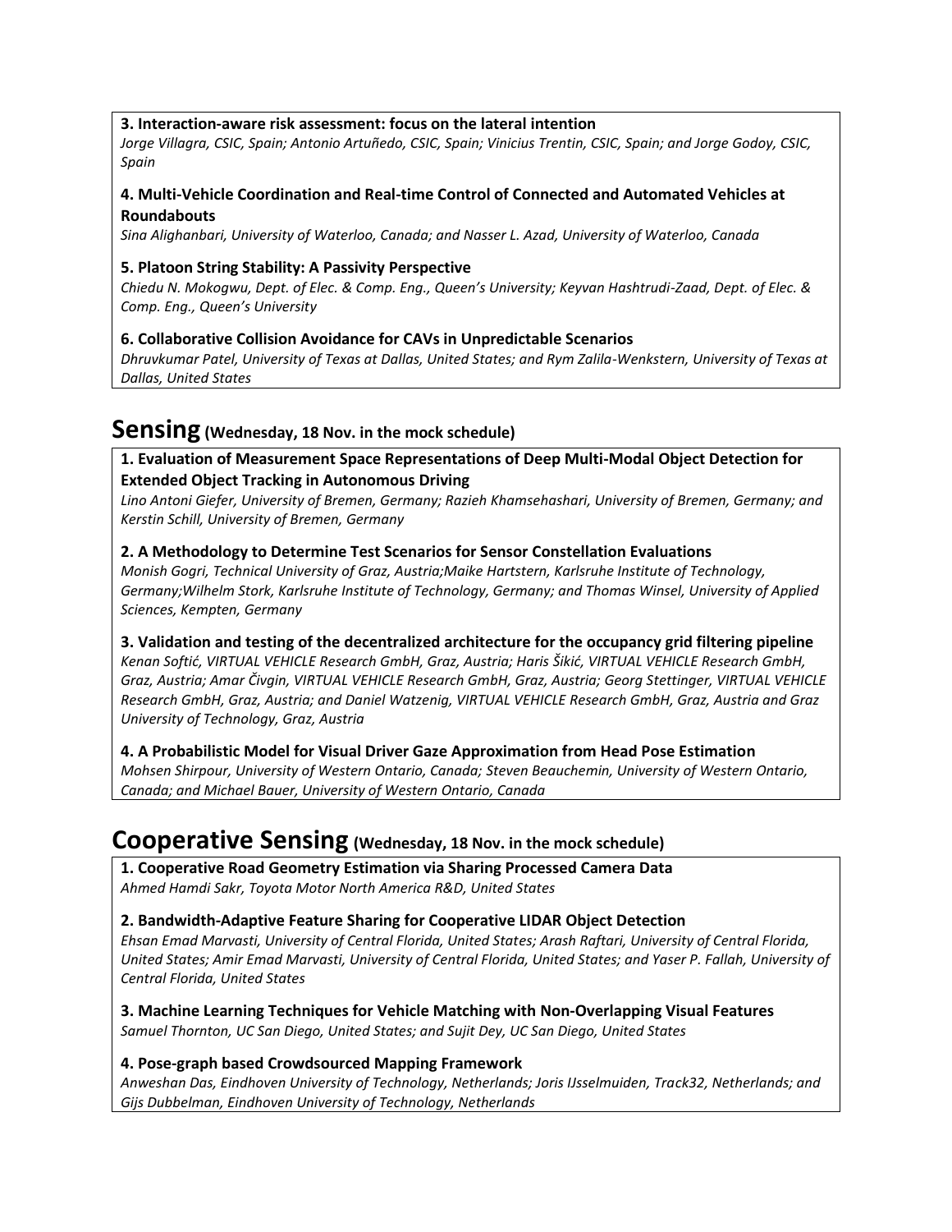**3. Interaction-aware risk assessment: focus on the lateral intention**

*Jorge Villagra, CSIC, Spain; Antonio Artuñedo, CSIC, Spain; Vinicius Trentin, CSIC, Spain; and Jorge Godoy, CSIC, Spain*

**4. Multi-Vehicle Coordination and Real-time Control of Connected and Automated Vehicles at Roundabouts**

*Sina Alighanbari, University of Waterloo, Canada; and Nasser L. Azad, University of Waterloo, Canada*

**5. Platoon String Stability: A Passivity Perspective**

*Chiedu N. Mokogwu, Dept. of Elec. & Comp. Eng., Queen's University; Keyvan Hashtrudi-Zaad, Dept. of Elec. & Comp. Eng., Queen's University*

**6. Collaborative Collision Avoidance for CAVs in Unpredictable Scenarios**

*Dhruvkumar Patel, University of Texas at Dallas, United States; and Rym Zalila-Wenkstern, University of Texas at Dallas, United States*

## Sensing (Wednesday, 18 Nov. in the mock schedule)

**1. Evaluation of Measurement Space Representations of Deep Multi-Modal Object Detection for Extended Object Tracking in Autonomous Driving**

*Lino Antoni Giefer, University of Bremen, Germany; Razieh Khamsehashari, University of Bremen, Germany; and Kerstin Schill, University of Bremen, Germany*

**2. A Methodology to Determine Test Scenarios for Sensor Constellation Evaluations**

*Monish Gogri, Technical University of Graz, Austria;Maike Hartstern, Karlsruhe Institute of Technology, Germany;Wilhelm Stork, Karlsruhe Institute of Technology, Germany; and Thomas Winsel, University of Applied Sciences, Kempten, Germany*

**3. Validation and testing of the decentralized architecture for the occupancy grid filtering pipeline**

*Kenan Softić, VIRTUAL VEHICLE Research GmbH, Graz, Austria; Haris Šikić, VIRTUAL VEHICLE Research GmbH, Graz, Austria; Amar Čivgin, VIRTUAL VEHICLE Research GmbH, Graz, Austria; Georg Stettinger, VIRTUAL VEHICLE Research GmbH, Graz, Austria; and Daniel Watzenig, VIRTUAL VEHICLE Research GmbH, Graz, Austria and Graz University of Technology, Graz, Austria*

**4. A Probabilistic Model for Visual Driver Gaze Approximation from Head Pose Estimation**

*Mohsen Shirpour, University of Western Ontario, Canada; Steven Beauchemin, University of Western Ontario, Canada; and Michael Bauer, University of Western Ontario, Canada*

## Cooperative Sensing (Wednesday, 18 Nov. in the mock schedule)

**1. Cooperative Road Geometry Estimation via Sharing Processed Camera Data**

*Ahmed Hamdi Sakr, Toyota Motor North America R&D, United States*

**2. Bandwidth-Adaptive Feature Sharing for Cooperative LIDAR Object Detection**

*Ehsan Emad Marvasti, University of Central Florida, United States; Arash Raftari, University of Central Florida, United States; Amir Emad Marvasti, University of Central Florida, United States; and Yaser P. Fallah, University of Central Florida, United States*

**3. Machine Learning Techniques for Vehicle Matching with Non-Overlapping Visual Features**

*Samuel Thornton, UC San Diego, United States; and Sujit Dey, UC San Diego, United States*

**4. Pose-graph based Crowdsourced Mapping Framework**

*Anweshan Das, Eindhoven University of Technology, Netherlands; Joris IJsselmuiden, Track32, Netherlands; and Gijs Dubbelman, Eindhoven University of Technology, Netherlands*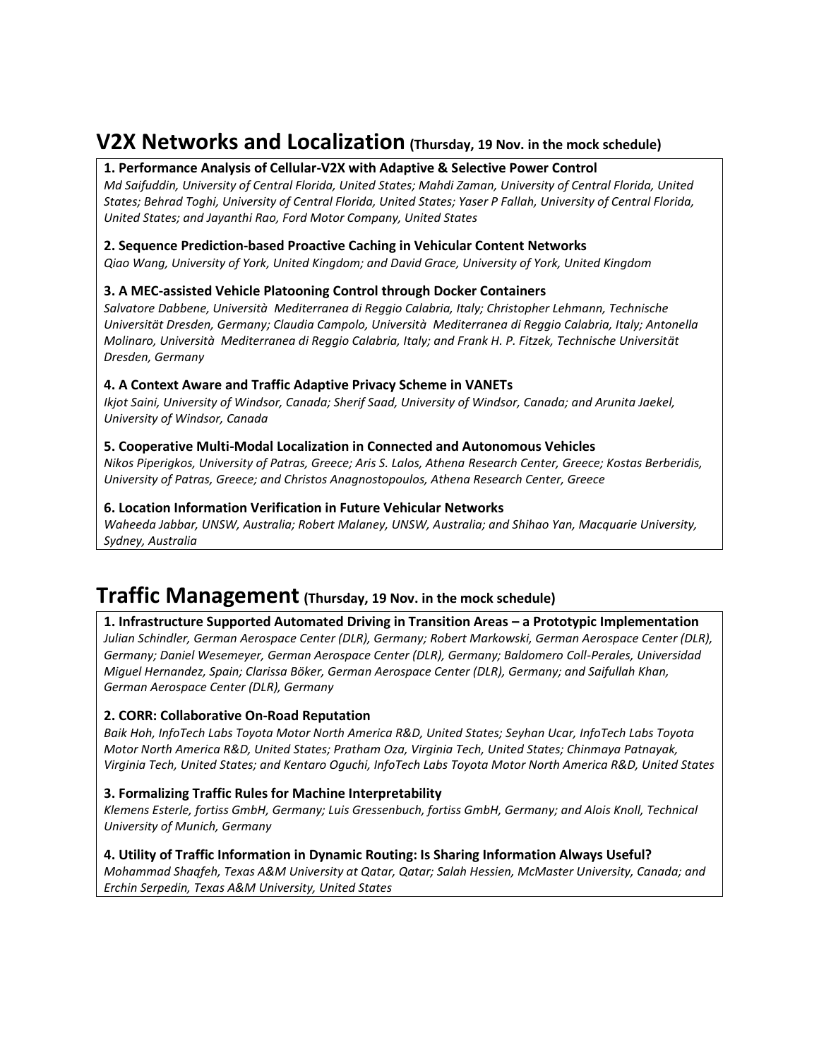## V2X Networks and Localization (Thursday, 19 Nov. in the mock schedule)

**1. Performance Analysis of Cellular-V2X with Adaptive & Selective Power Control**
*Md Saifuddin, University of Central Florida, United States; Mahdi Zaman, University of Central Florida, United States; Behrad Toghi, University of Central Florida, United States; Yaser P Fallah, University of Central Florida, United States; and Jayanthi Rao, Ford Motor Company, United States*

**2. Sequence Prediction-based Proactive Caching in Vehicular Content Networks**
*Qiao Wang, University of York, United Kingdom; and David Grace, University of York, United Kingdom*

**3. A MEC-assisted Vehicle Platooning Control through Docker Containers**
*Salvatore Dabbene, Università Mediterranea di Reggio Calabria, Italy; Christopher Lehmann, Technische Universität Dresden, Germany; Claudia Campolo, Università Mediterranea di Reggio Calabria, Italy; Antonella Molinaro, Università Mediterranea di Reggio Calabria, Italy; and Frank H. P. Fitzek, Technische Universität Dresden, Germany*

**4. A Context Aware and Traffic Adaptive Privacy Scheme in VANETs**
*Ikjot Saini, University of Windsor, Canada; Sherif Saad, University of Windsor, Canada; and Arunita Jaekel, University of Windsor, Canada*

**5. Cooperative Multi-Modal Localization in Connected and Autonomous Vehicles**
*Nikos Piperigkos, University of Patras, Greece; Aris S. Lalos, Athena Research Center, Greece; Kostas Berberidis, University of Patras, Greece; and Christos Anagnostopoulos, Athena Research Center, Greece*

**6. Location Information Verification in Future Vehicular Networks**
*Waheeda Jabbar, UNSW, Australia; Robert Malaney, UNSW, Australia; and Shihao Yan, Macquarie University, Sydney, Australia*

## Traffic Management (Thursday, 19 Nov. in the mock schedule)

**1. Infrastructure Supported Automated Driving in Transition Areas – a Prototypic Implementation**
*Julian Schindler, German Aerospace Center (DLR), Germany; Robert Markowski, German Aerospace Center (DLR), Germany; Daniel Wesemeyer, German Aerospace Center (DLR), Germany; Baldomero Coll-Perales, Universidad Miguel Hernandez, Spain; Clarissa Böker, German Aerospace Center (DLR), Germany; and Saifullah Khan, German Aerospace Center (DLR), Germany*

**2. CORR: Collaborative On-Road Reputation**
*Baik Hoh, InfoTech Labs Toyota Motor North America R&D, United States; Seyhan Ucar, InfoTech Labs Toyota Motor North America R&D, United States; Pratham Oza, Virginia Tech, United States; Chinmaya Patnayak, Virginia Tech, United States; and Kentaro Oguchi, InfoTech Labs Toyota Motor North America R&D, United States*

**3. Formalizing Traffic Rules for Machine Interpretability**
*Klemens Esterle, fortiss GmbH, Germany; Luis Gressenbuch, fortiss GmbH, Germany; and Alois Knoll, Technical University of Munich, Germany*

**4. Utility of Traffic Information in Dynamic Routing: Is Sharing Information Always Useful?**
*Mohammad Shaqfeh, Texas A&M University at Qatar, Qatar; Salah Hessien, McMaster University, Canada; and Erchin Serpedin, Texas A&M University, United States*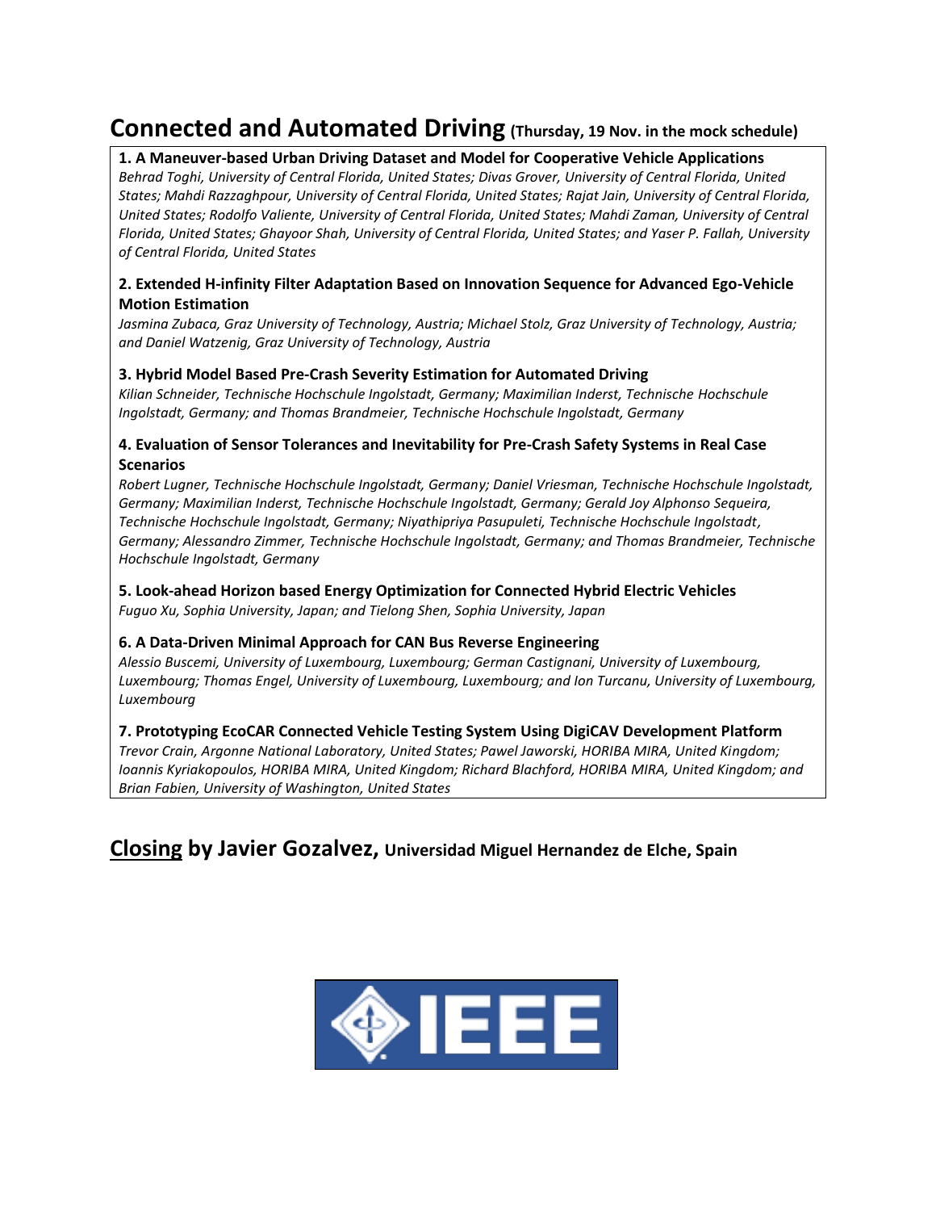## Connected and Automated Driving (Thursday, 19 Nov. in the mock schedule)

**1. A Maneuver-based Urban Driving Dataset and Model for Cooperative Vehicle Applications**
*Behrad Toghi, University of Central Florida, United States; Divas Grover, University of Central Florida, United States; Mahdi Razzaghpour, University of Central Florida, United States; Rajat Jain, University of Central Florida, United States; Rodolfo Valiente, University of Central Florida, United States; Mahdi Zaman, University of Central Florida, United States; Ghayoor Shah, University of Central Florida, United States; and Yaser P. Fallah, University of Central Florida, United States*

**2. Extended H-infinity Filter Adaptation Based on Innovation Sequence for Advanced Ego-Vehicle Motion Estimation**
*Jasmina Zubaca, Graz University of Technology, Austria; Michael Stolz, Graz University of Technology, Austria; and Daniel Watzenig, Graz University of Technology, Austria*

**3. Hybrid Model Based Pre-Crash Severity Estimation for Automated Driving**
*Kilian Schneider, Technische Hochschule Ingolstadt, Germany; Maximilian Inderst, Technische Hochschule Ingolstadt, Germany; and Thomas Brandmeier, Technische Hochschule Ingolstadt, Germany*

**4. Evaluation of Sensor Tolerances and Inevitability for Pre-Crash Safety Systems in Real Case Scenarios**
*Robert Lugner, Technische Hochschule Ingolstadt, Germany; Daniel Vriesman, Technische Hochschule Ingolstadt, Germany; Maximilian Inderst, Technische Hochschule Ingolstadt, Germany; Gerald Joy Alphonso Sequeira, Technische Hochschule Ingolstadt, Germany; Niyathipriya Pasupuleti, Technische Hochschule Ingolstadt, Germany; Alessandro Zimmer, Technische Hochschule Ingolstadt, Germany; and Thomas Brandmeier, Technische Hochschule Ingolstadt, Germany*

**5. Look-ahead Horizon based Energy Optimization for Connected Hybrid Electric Vehicles**
*Fuguo Xu, Sophia University, Japan; and Tielong Shen, Sophia University, Japan*

**6. A Data-Driven Minimal Approach for CAN Bus Reverse Engineering**
*Alessio Buscemi, University of Luxembourg, Luxembourg; German Castignani, University of Luxembourg, Luxembourg; Thomas Engel, University of Luxembourg, Luxembourg; and Ion Turcanu, University of Luxembourg, Luxembourg*

**7. Prototyping EcoCAR Connected Vehicle Testing System Using DigiCAV Development Platform**
*Trevor Crain, Argonne National Laboratory, United States; Pawel Jaworski, HORIBA MIRA, United Kingdom; Ioannis Kyriakopoulos, HORIBA MIRA, United Kingdom; Richard Blachford, HORIBA MIRA, United Kingdom; and Brian Fabien, University of Washington, United States*

## Closing by Javier Gozalvez, Universidad Miguel Hernandez de Elche, Spain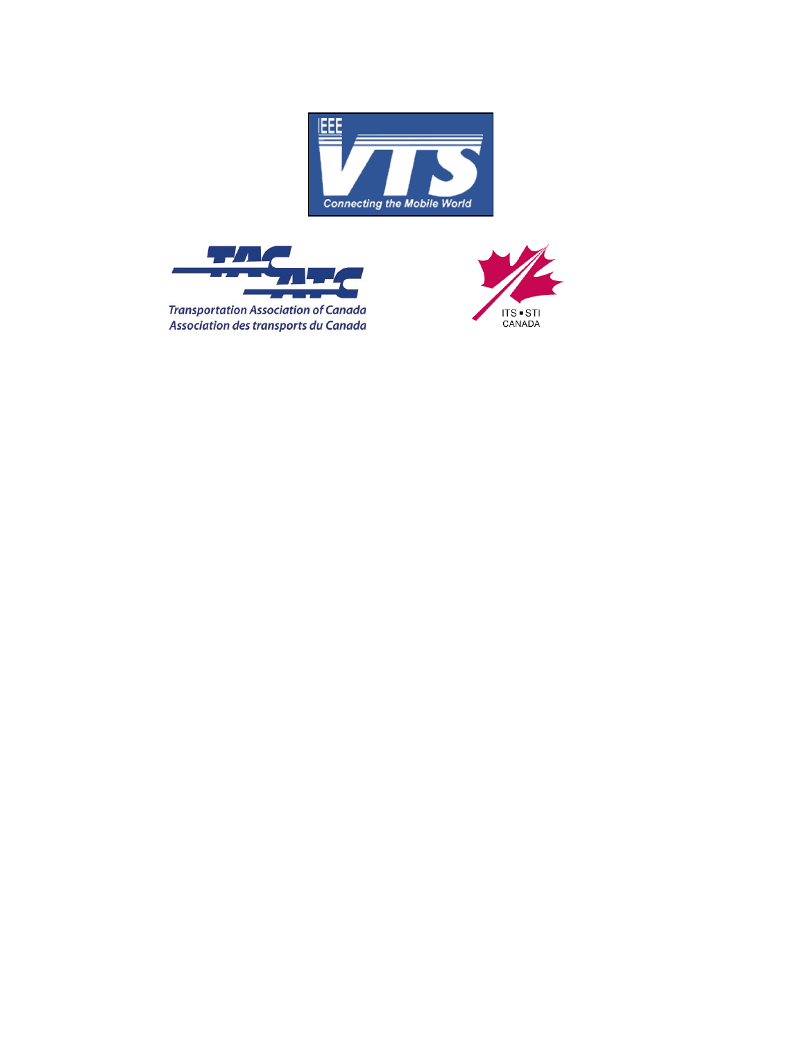IEEE VTS

Connecting the Mobile World

TAC ATC

Transportation Association of Canada

Association des transports du Canada

ITS ▪ STI

CANADA